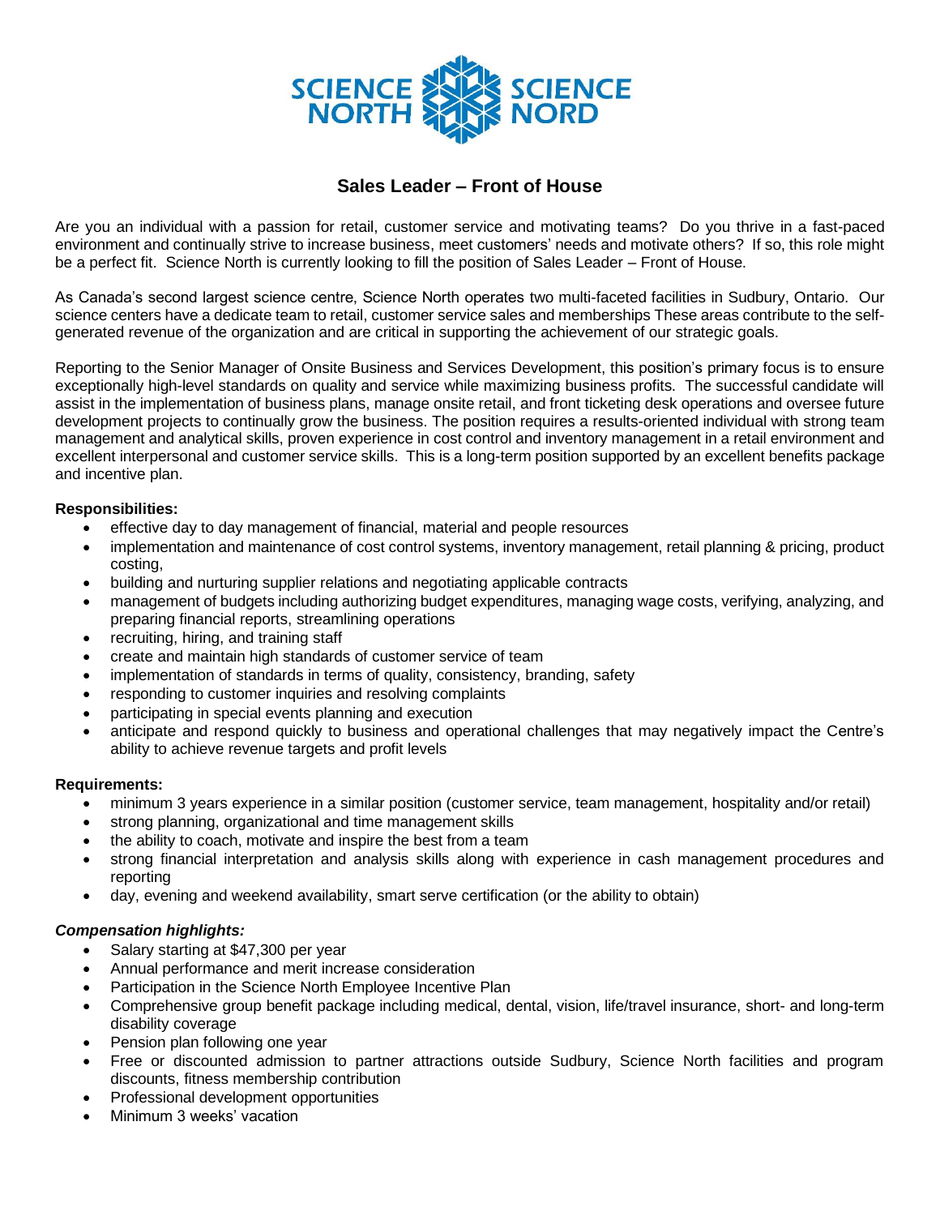SCIENCE NORTH SCIENCE NORD

# Sales Leader – Front of House

Are you an individual with a passion for retail, customer service and motivating teams? Do you thrive in a fast-paced environment and continually strive to increase business, meet customers' needs and motivate others? If so, this role might be a perfect fit. Science North is currently looking to fill the position of Sales Leader – Front of House.

As Canada's second largest science centre, Science North operates two multi-faceted facilities in Sudbury, Ontario. Our science centers have a dedicate team to retail, customer service sales and memberships These areas contribute to the self-generated revenue of the organization and are critical in supporting the achievement of our strategic goals.

Reporting to the Senior Manager of Onsite Business and Services Development, this position's primary focus is to ensure exceptionally high-level standards on quality and service while maximizing business profits. The successful candidate will assist in the implementation of business plans, manage onsite retail, and front ticketing desk operations and oversee future development projects to continually grow the business. The position requires a results-oriented individual with strong team management and analytical skills, proven experience in cost control and inventory management in a retail environment and excellent interpersonal and customer service skills. This is a long-term position supported by an excellent benefits package and incentive plan.

**Responsibilities:**

- effective day to day management of financial, material and people resources
- implementation and maintenance of cost control systems, inventory management, retail planning & pricing, product costing,
- building and nurturing supplier relations and negotiating applicable contracts
- management of budgets including authorizing budget expenditures, managing wage costs, verifying, analyzing, and preparing financial reports, streamlining operations
- recruiting, hiring, and training staff
- create and maintain high standards of customer service of team
- implementation of standards in terms of quality, consistency, branding, safety
- responding to customer inquiries and resolving complaints
- participating in special events planning and execution
- anticipate and respond quickly to business and operational challenges that may negatively impact the Centre's ability to achieve revenue targets and profit levels

**Requirements:**

- minimum 3 years experience in a similar position (customer service, team management, hospitality and/or retail)
- strong planning, organizational and time management skills
- the ability to coach, motivate and inspire the best from a team
- strong financial interpretation and analysis skills along with experience in cash management procedures and reporting
- day, evening and weekend availability, smart serve certification (or the ability to obtain)

***Compensation highlights:***

- Salary starting at $47,300 per year
- Annual performance and merit increase consideration
- Participation in the Science North Employee Incentive Plan
- Comprehensive group benefit package including medical, dental, vision, life/travel insurance, short- and long-term disability coverage
- Pension plan following one year
- Free or discounted admission to partner attractions outside Sudbury, Science North facilities and program discounts, fitness membership contribution
- Professional development opportunities
- Minimum 3 weeks' vacation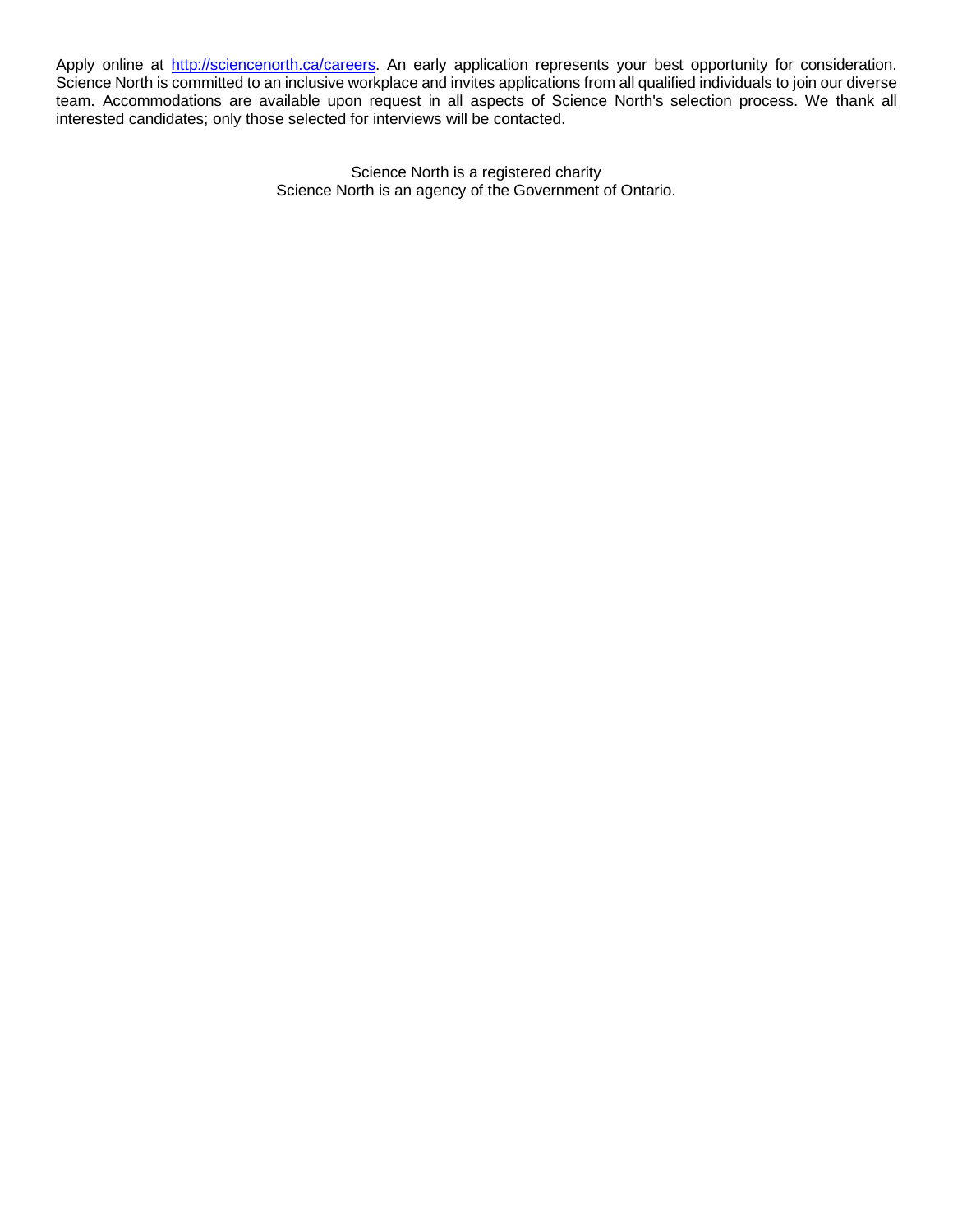Apply online at [http://sciencenorth.ca/careers](http://sciencenorth.ca/careers). An early application represents your best opportunity for consideration. Science North is committed to an inclusive workplace and invites applications from all qualified individuals to join our diverse team. Accommodations are available upon request in all aspects of Science North's selection process. We thank all interested candidates; only those selected for interviews will be contacted.

Science North is a registered charity
Science North is an agency of the Government of Ontario.